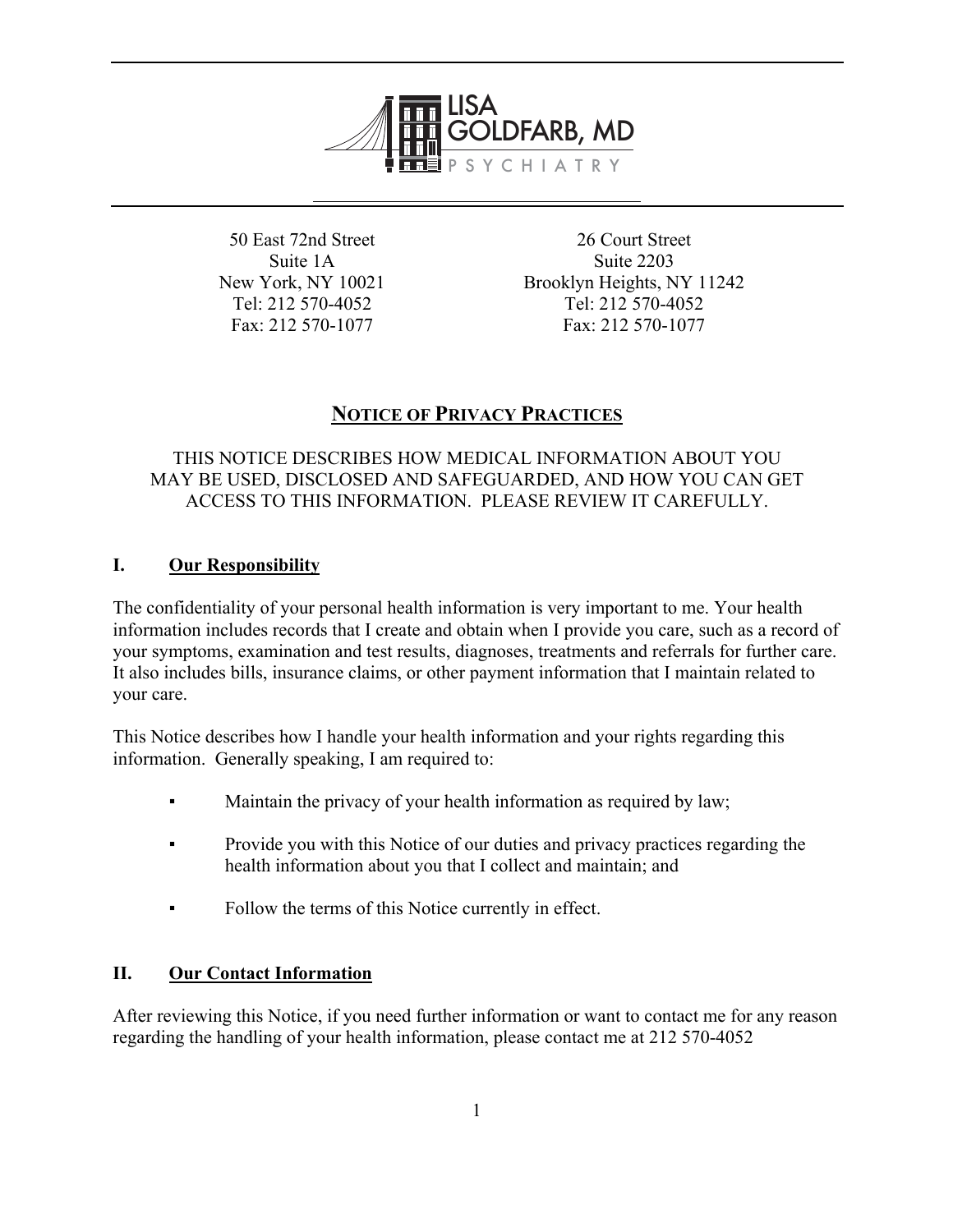LISA GOLDFARB, MD
PSYCHIATRY

50 East 72nd Street
Suite 1A
New York, NY 10021
Tel: 212 570-4052
Fax: 212 570-1077

26 Court Street
Suite 2203
Brooklyn Heights, NY 11242
Tel: 212 570-4052
Fax: 212 570-1077

# NOTICE OF PRIVACY PRACTICES

THIS NOTICE DESCRIBES HOW MEDICAL INFORMATION ABOUT YOU MAY BE USED, DISCLOSED AND SAFEGUARDED, AND HOW YOU CAN GET ACCESS TO THIS INFORMATION. PLEASE REVIEW IT CAREFULLY.

## I. Our Responsibility

The confidentiality of your personal health information is very important to me. Your health information includes records that I create and obtain when I provide you care, such as a record of your symptoms, examination and test results, diagnoses, treatments and referrals for further care. It also includes bills, insurance claims, or other payment information that I maintain related to your care.

This Notice describes how I handle your health information and your rights regarding this information. Generally speaking, I am required to:

- Maintain the privacy of your health information as required by law;
- Provide you with this Notice of our duties and privacy practices regarding the health information about you that I collect and maintain; and
- Follow the terms of this Notice currently in effect.

## II. Our Contact Information

After reviewing this Notice, if you need further information or want to contact me for any reason regarding the handling of your health information, please contact me at 212 570-4052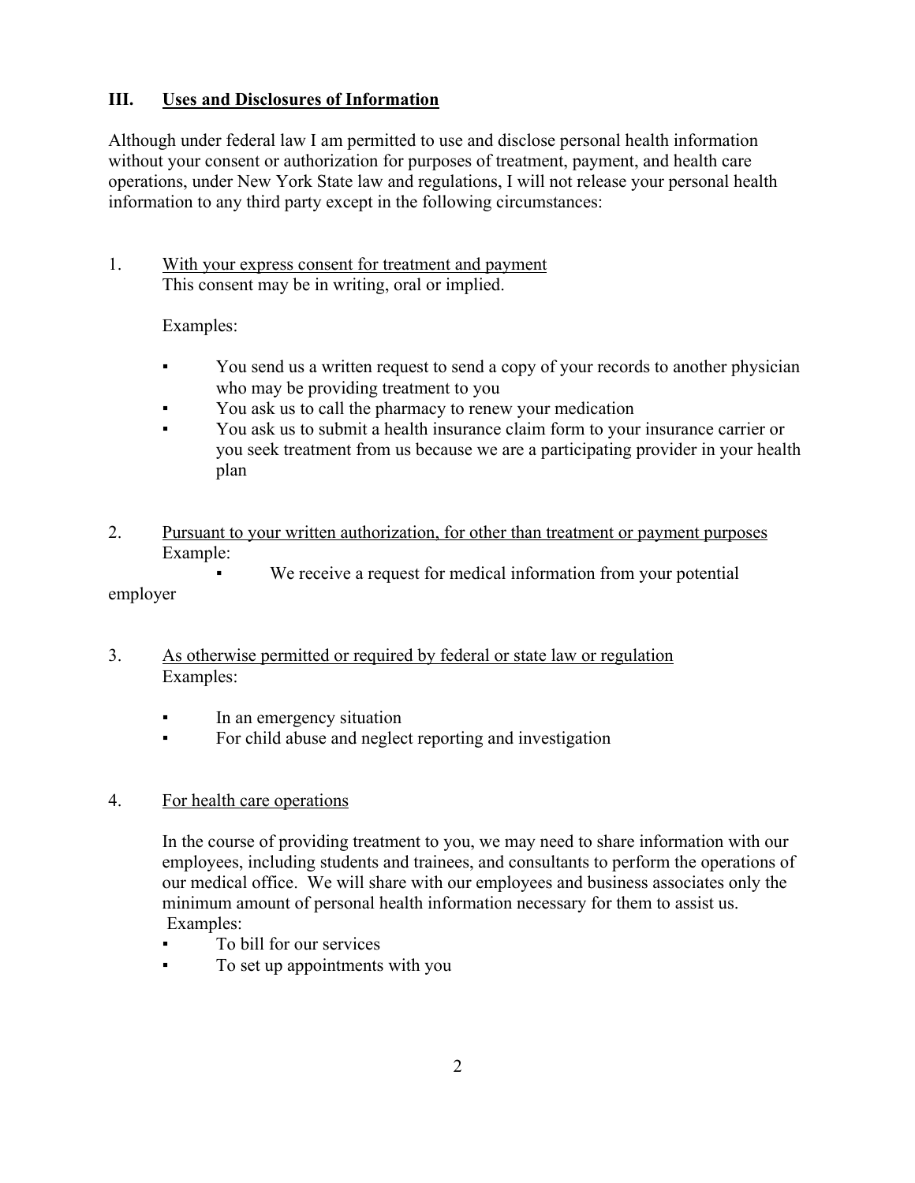## III. Uses and Disclosures of Information

Although under federal law I am permitted to use and disclose personal health information without your consent or authorization for purposes of treatment, payment, and health care operations, under New York State law and regulations, I will not release your personal health information to any third party except in the following circumstances:

1. With your express consent for treatment and payment
   This consent may be in writing, oral or implied.

   Examples:

   - You send us a written request to send a copy of your records to another physician who may be providing treatment to you
   - You ask us to call the pharmacy to renew your medication
   - You ask us to submit a health insurance claim form to your insurance carrier or you seek treatment from us because we are a participating provider in your health plan

2. Pursuant to your written authorization, for other than treatment or payment purposes
   Example:

   - We receive a request for medical information from your potential employer

3. As otherwise permitted or required by federal or state law or regulation
   Examples:

   - In an emergency situation
   - For child abuse and neglect reporting and investigation

4. For health care operations

   In the course of providing treatment to you, we may need to share information with our employees, including students and trainees, and consultants to perform the operations of our medical office. We will share with our employees and business associates only the minimum amount of personal health information necessary for them to assist us.
   Examples:

   - To bill for our services
   - To set up appointments with you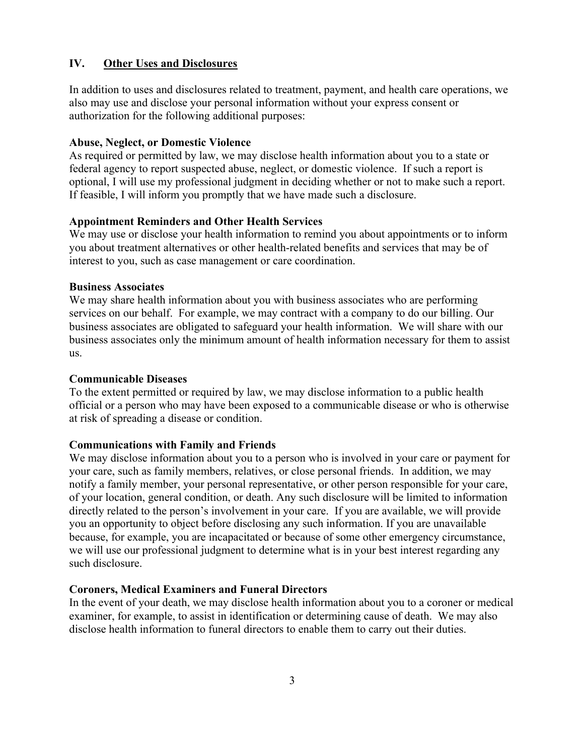## IV. <u>Other Uses and Disclosures</u>

In addition to uses and disclosures related to treatment, payment, and health care operations, we also may use and disclose your personal information without your express consent or authorization for the following additional purposes:

**Abuse, Neglect, or Domestic Violence**
As required or permitted by law, we may disclose health information about you to a state or federal agency to report suspected abuse, neglect, or domestic violence. If such a report is optional, I will use my professional judgment in deciding whether or not to make such a report. If feasible, I will inform you promptly that we have made such a disclosure.

**Appointment Reminders and Other Health Services**
We may use or disclose your health information to remind you about appointments or to inform you about treatment alternatives or other health-related benefits and services that may be of interest to you, such as case management or care coordination.

**Business Associates**
We may share health information about you with business associates who are performing services on our behalf. For example, we may contract with a company to do our billing. Our business associates are obligated to safeguard your health information. We will share with our business associates only the minimum amount of health information necessary for them to assist us.

**Communicable Diseases**
To the extent permitted or required by law, we may disclose information to a public health official or a person who may have been exposed to a communicable disease or who is otherwise at risk of spreading a disease or condition.

**Communications with Family and Friends**
We may disclose information about you to a person who is involved in your care or payment for your care, such as family members, relatives, or close personal friends. In addition, we may notify a family member, your personal representative, or other person responsible for your care, of your location, general condition, or death. Any such disclosure will be limited to information directly related to the person's involvement in your care. If you are available, we will provide you an opportunity to object before disclosing any such information. If you are unavailable because, for example, you are incapacitated or because of some other emergency circumstance, we will use our professional judgment to determine what is in your best interest regarding any such disclosure.

**Coroners, Medical Examiners and Funeral Directors**
In the event of your death, we may disclose health information about you to a coroner or medical examiner, for example, to assist in identification or determining cause of death. We may also disclose health information to funeral directors to enable them to carry out their duties.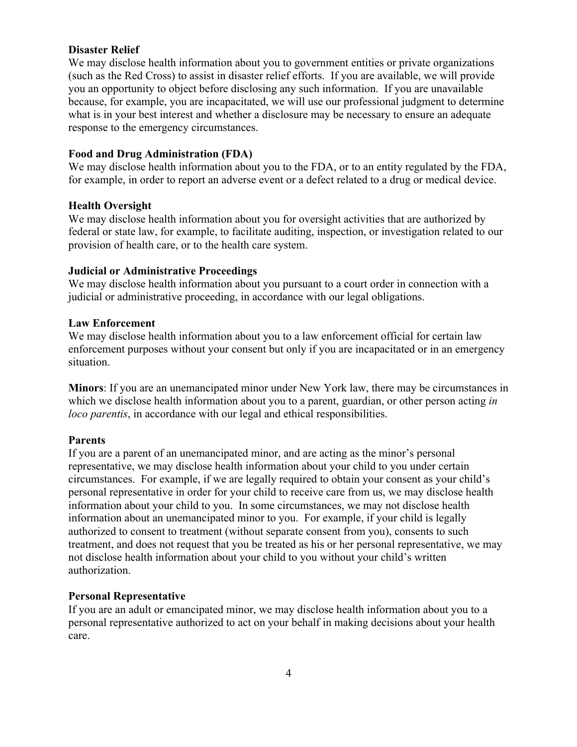**Disaster Relief**
We may disclose health information about you to government entities or private organizations (such as the Red Cross) to assist in disaster relief efforts. If you are available, we will provide you an opportunity to object before disclosing any such information. If you are unavailable because, for example, you are incapacitated, we will use our professional judgment to determine what is in your best interest and whether a disclosure may be necessary to ensure an adequate response to the emergency circumstances.

**Food and Drug Administration (FDA)**
We may disclose health information about you to the FDA, or to an entity regulated by the FDA, for example, in order to report an adverse event or a defect related to a drug or medical device.

**Health Oversight**
We may disclose health information about you for oversight activities that are authorized by federal or state law, for example, to facilitate auditing, inspection, or investigation related to our provision of health care, or to the health care system.

**Judicial or Administrative Proceedings**
We may disclose health information about you pursuant to a court order in connection with a judicial or administrative proceeding, in accordance with our legal obligations.

**Law Enforcement**
We may disclose health information about you to a law enforcement official for certain law enforcement purposes without your consent but only if you are incapacitated or in an emergency situation.

**Minors**: If you are an unemancipated minor under New York law, there may be circumstances in which we disclose health information about you to a parent, guardian, or other person acting *in loco parentis*, in accordance with our legal and ethical responsibilities.

**Parents**
If you are a parent of an unemancipated minor, and are acting as the minor's personal representative, we may disclose health information about your child to you under certain circumstances. For example, if we are legally required to obtain your consent as your child's personal representative in order for your child to receive care from us, we may disclose health information about your child to you. In some circumstances, we may not disclose health information about an unemancipated minor to you. For example, if your child is legally authorized to consent to treatment (without separate consent from you), consents to such treatment, and does not request that you be treated as his or her personal representative, we may not disclose health information about your child to you without your child's written authorization.

**Personal Representative**
If you are an adult or emancipated minor, we may disclose health information about you to a personal representative authorized to act on your behalf in making decisions about your health care.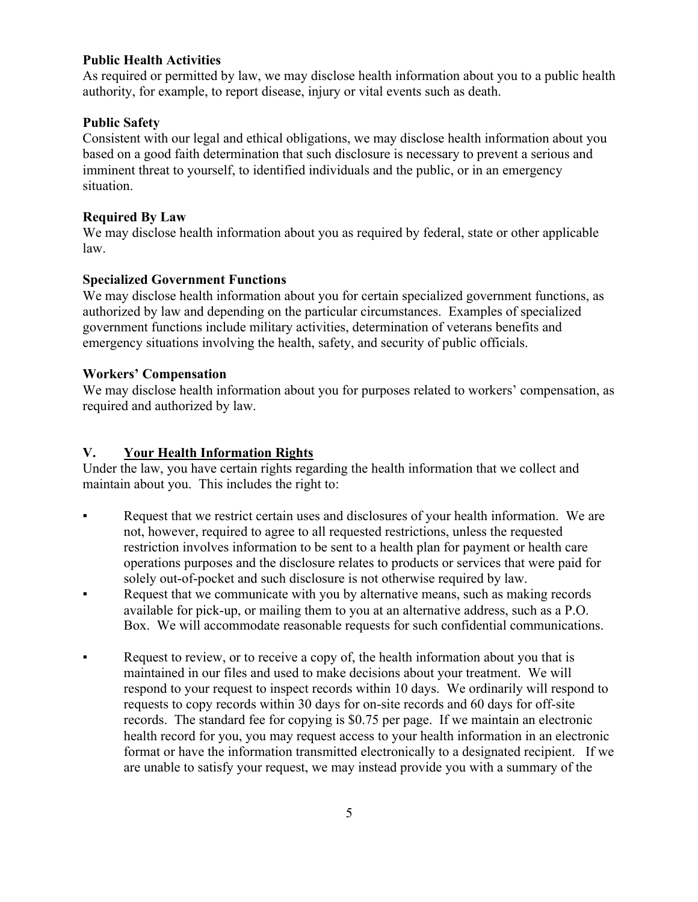**Public Health Activities**
As required or permitted by law, we may disclose health information about you to a public health authority, for example, to report disease, injury or vital events such as death.

**Public Safety**
Consistent with our legal and ethical obligations, we may disclose health information about you based on a good faith determination that such disclosure is necessary to prevent a serious and imminent threat to yourself, to identified individuals and the public, or in an emergency situation.

**Required By Law**
We may disclose health information about you as required by federal, state or other applicable law.

**Specialized Government Functions**
We may disclose health information about you for certain specialized government functions, as authorized by law and depending on the particular circumstances. Examples of specialized government functions include military activities, determination of veterans benefits and emergency situations involving the health, safety, and security of public officials.

**Workers' Compensation**
We may disclose health information about you for purposes related to workers' compensation, as required and authorized by law.

## V. <u>Your Health Information Rights</u>

Under the law, you have certain rights regarding the health information that we collect and maintain about you. This includes the right to:

- Request that we restrict certain uses and disclosures of your health information. We are not, however, required to agree to all requested restrictions, unless the requested restriction involves information to be sent to a health plan for payment or health care operations purposes and the disclosure relates to products or services that were paid for solely out-of-pocket and such disclosure is not otherwise required by law.
- Request that we communicate with you by alternative means, such as making records available for pick-up, or mailing them to you at an alternative address, such as a P.O. Box. We will accommodate reasonable requests for such confidential communications.
- Request to review, or to receive a copy of, the health information about you that is maintained in our files and used to make decisions about your treatment. We will respond to your request to inspect records within 10 days. We ordinarily will respond to requests to copy records within 30 days for on-site records and 60 days for off-site records. The standard fee for copying is $0.75 per page. If we maintain an electronic health record for you, you may request access to your health information in an electronic format or have the information transmitted electronically to a designated recipient. If we are unable to satisfy your request, we may instead provide you with a summary of the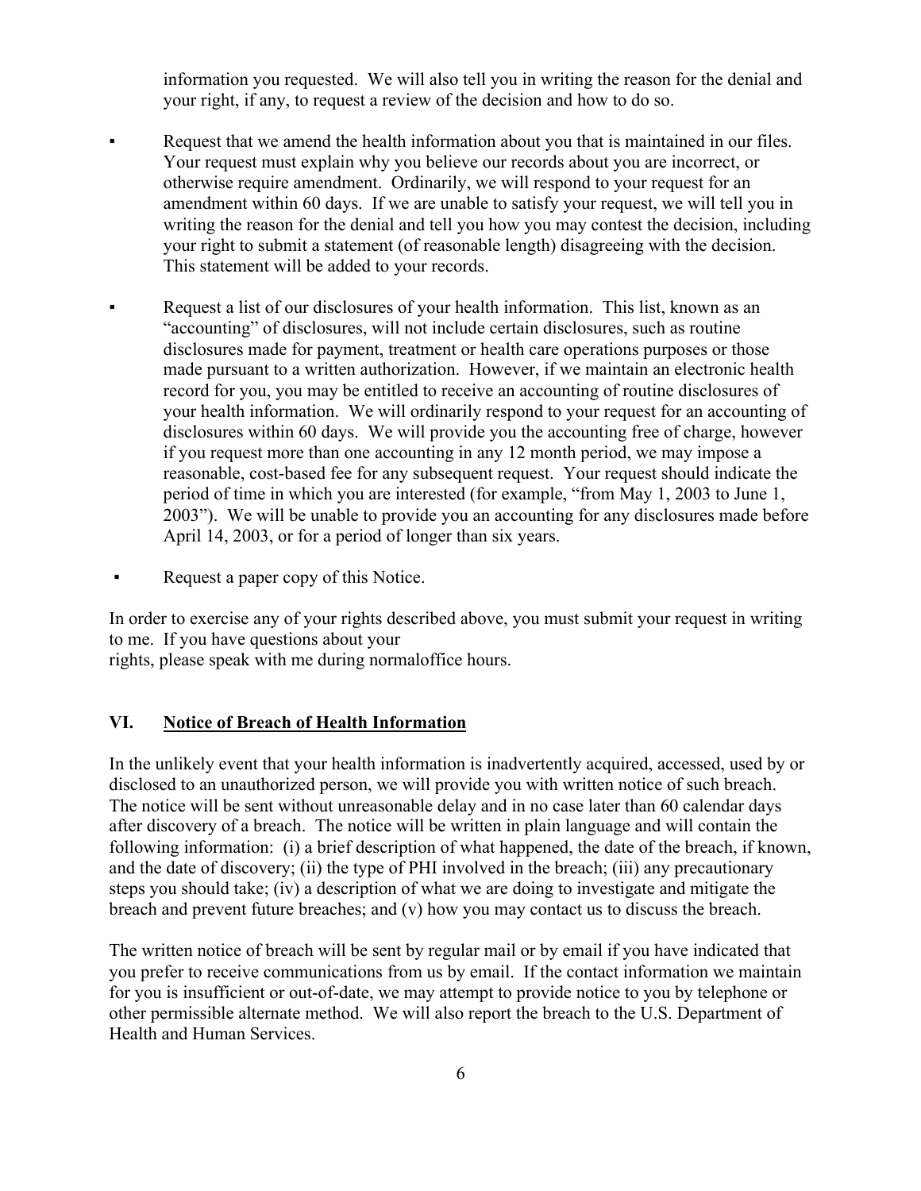information you requested. We will also tell you in writing the reason for the denial and your right, if any, to request a review of the decision and how to do so.

- Request that we amend the health information about you that is maintained in our files. Your request must explain why you believe our records about you are incorrect, or otherwise require amendment. Ordinarily, we will respond to your request for an amendment within 60 days. If we are unable to satisfy your request, we will tell you in writing the reason for the denial and tell you how you may contest the decision, including your right to submit a statement (of reasonable length) disagreeing with the decision. This statement will be added to your records.

- Request a list of our disclosures of your health information. This list, known as an "accounting" of disclosures, will not include certain disclosures, such as routine disclosures made for payment, treatment or health care operations purposes or those made pursuant to a written authorization. However, if we maintain an electronic health record for you, you may be entitled to receive an accounting of routine disclosures of your health information. We will ordinarily respond to your request for an accounting of disclosures within 60 days. We will provide you the accounting free of charge, however if you request more than one accounting in any 12 month period, we may impose a reasonable, cost-based fee for any subsequent request. Your request should indicate the period of time in which you are interested (for example, "from May 1, 2003 to June 1, 2003"). We will be unable to provide you an accounting for any disclosures made before April 14, 2003, or for a period of longer than six years.

- Request a paper copy of this Notice.

In order to exercise any of your rights described above, you must submit your request in writing to me. If you have questions about your rights, please speak with me during normaloffice hours.

## VI. Notice of Breach of Health Information

In the unlikely event that your health information is inadvertently acquired, accessed, used by or disclosed to an unauthorized person, we will provide you with written notice of such breach. The notice will be sent without unreasonable delay and in no case later than 60 calendar days after discovery of a breach. The notice will be written in plain language and will contain the following information: (i) a brief description of what happened, the date of the breach, if known, and the date of discovery; (ii) the type of PHI involved in the breach; (iii) any precautionary steps you should take; (iv) a description of what we are doing to investigate and mitigate the breach and prevent future breaches; and (v) how you may contact us to discuss the breach.

The written notice of breach will be sent by regular mail or by email if you have indicated that you prefer to receive communications from us by email. If the contact information we maintain for you is insufficient or out-of-date, we may attempt to provide notice to you by telephone or other permissible alternate method. We will also report the breach to the U.S. Department of Health and Human Services.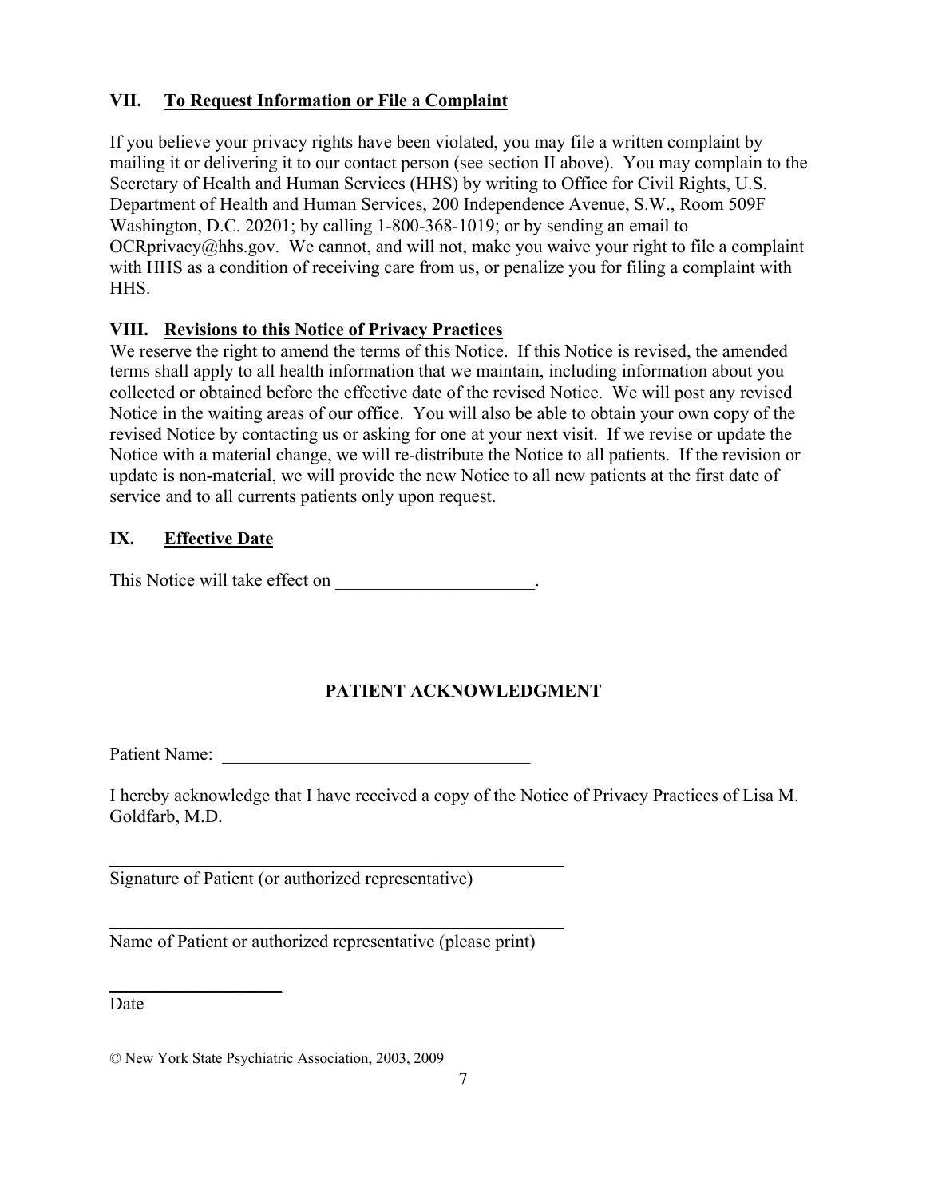## VII. To Request Information or File a Complaint

If you believe your privacy rights have been violated, you may file a written complaint by mailing it or delivering it to our contact person (see section II above). You may complain to the Secretary of Health and Human Services (HHS) by writing to Office for Civil Rights, U.S. Department of Health and Human Services, 200 Independence Avenue, S.W., Room 509F Washington, D.C. 20201; by calling 1-800-368-1019; or by sending an email to OCRprivacy@hhs.gov. We cannot, and will not, make you waive your right to file a complaint with HHS as a condition of receiving care from us, or penalize you for filing a complaint with HHS.

## VIII. Revisions to this Notice of Privacy Practices

We reserve the right to amend the terms of this Notice. If this Notice is revised, the amended terms shall apply to all health information that we maintain, including information about you collected or obtained before the effective date of the revised Notice. We will post any revised Notice in the waiting areas of our office. You will also be able to obtain your own copy of the revised Notice by contacting us or asking for one at your next visit. If we revise or update the Notice with a material change, we will re-distribute the Notice to all patients. If the revision or update is non-material, we will provide the new Notice to all new patients at the first date of service and to all currents patients only upon request.

## IX. Effective Date

This Notice will take effect on ______________________.

## PATIENT ACKNOWLEDGMENT

Patient Name: __________________________________

I hereby acknowledge that I have received a copy of the Notice of Privacy Practices of Lisa M. Goldfarb, M.D.

__________________________________________________

Signature of Patient (or authorized representative)

__________________________________________________

Name of Patient or authorized representative (please print)

___________________

Date

© New York State Psychiatric Association, 2003, 2009